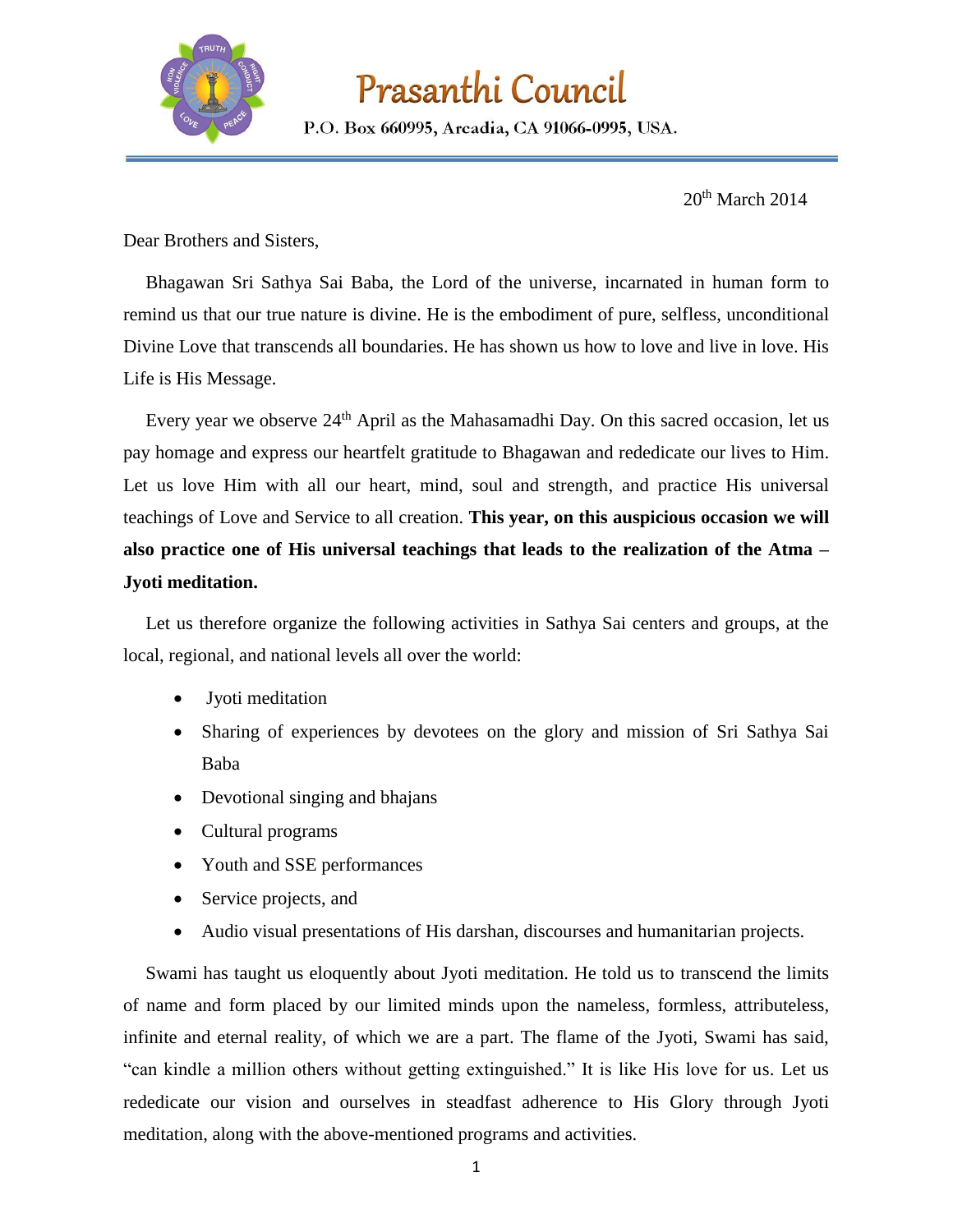# Prasanthi Council

P.O. Box 660995, Arcadia, CA 91066-0995, USA.

20th March 2014

Dear Brothers and Sisters,

Bhagawan Sri Sathya Sai Baba, the Lord of the universe, incarnated in human form to remind us that our true nature is divine. He is the embodiment of pure, selfless, unconditional Divine Love that transcends all boundaries. He has shown us how to love and live in love. His Life is His Message.

Every year we observe 24th April as the Mahasamadhi Day. On this sacred occasion, let us pay homage and express our heartfelt gratitude to Bhagawan and rededicate our lives to Him. Let us love Him with all our heart, mind, soul and strength, and practice His universal teachings of Love and Service to all creation. **This year, on this auspicious occasion we will also practice one of His universal teachings that leads to the realization of the Atma – Jyoti meditation.**

Let us therefore organize the following activities in Sathya Sai centers and groups, at the local, regional, and national levels all over the world:

- Jyoti meditation
- Sharing of experiences by devotees on the glory and mission of Sri Sathya Sai Baba
- Devotional singing and bhajans
- Cultural programs
- Youth and SSE performances
- Service projects, and
- Audio visual presentations of His darshan, discourses and humanitarian projects.

Swami has taught us eloquently about Jyoti meditation. He told us to transcend the limits of name and form placed by our limited minds upon the nameless, formless, attributeless, infinite and eternal reality, of which we are a part. The flame of the Jyoti, Swami has said, "can kindle a million others without getting extinguished." It is like His love for us. Let us rededicate our vision and ourselves in steadfast adherence to His Glory through Jyoti meditation, along with the above-mentioned programs and activities.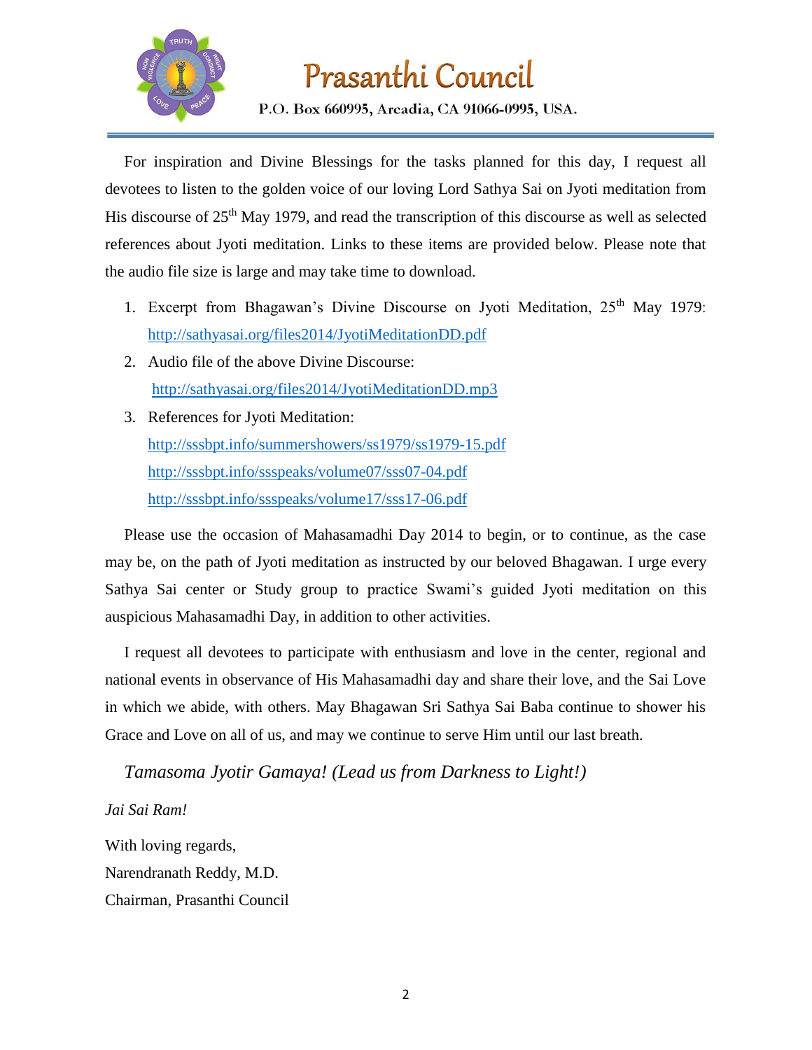# Prasanthi Council

P.O. Box 660995, Arcadia, CA 91066-0995, USA.

For inspiration and Divine Blessings for the tasks planned for this day, I request all devotees to listen to the golden voice of our loving Lord Sathya Sai on Jyoti meditation from His discourse of 25th May 1979, and read the transcription of this discourse as well as selected references about Jyoti meditation. Links to these items are provided below. Please note that the audio file size is large and may take time to download.

1. Excerpt from Bhagawan's Divine Discourse on Jyoti Meditation, 25th May 1979: http://sathyasai.org/files2014/JyotiMeditationDD.pdf
2. Audio file of the above Divine Discourse: http://sathyasai.org/files2014/JyotiMeditationDD.mp3
3. References for Jyoti Meditation:
   http://sssbpt.info/summershowers/ss1979/ss1979-15.pdf
   http://sssbpt.info/ssspeaks/volume07/sss07-04.pdf
   http://sssbpt.info/ssspeaks/volume17/sss17-06.pdf

Please use the occasion of Mahasamadhi Day 2014 to begin, or to continue, as the case may be, on the path of Jyoti meditation as instructed by our beloved Bhagawan. I urge every Sathya Sai center or Study group to practice Swami's guided Jyoti meditation on this auspicious Mahasamadhi Day, in addition to other activities.

I request all devotees to participate with enthusiasm and love in the center, regional and national events in observance of His Mahasamadhi day and share their love, and the Sai Love in which we abide, with others. May Bhagawan Sri Sathya Sai Baba continue to shower his Grace and Love on all of us, and may we continue to serve Him until our last breath.

*Tamasoma Jyotir Gamaya! (Lead us from Darkness to Light!)*

*Jai Sai Ram!*

With loving regards,
Narendranath Reddy, M.D.
Chairman, Prasanthi Council